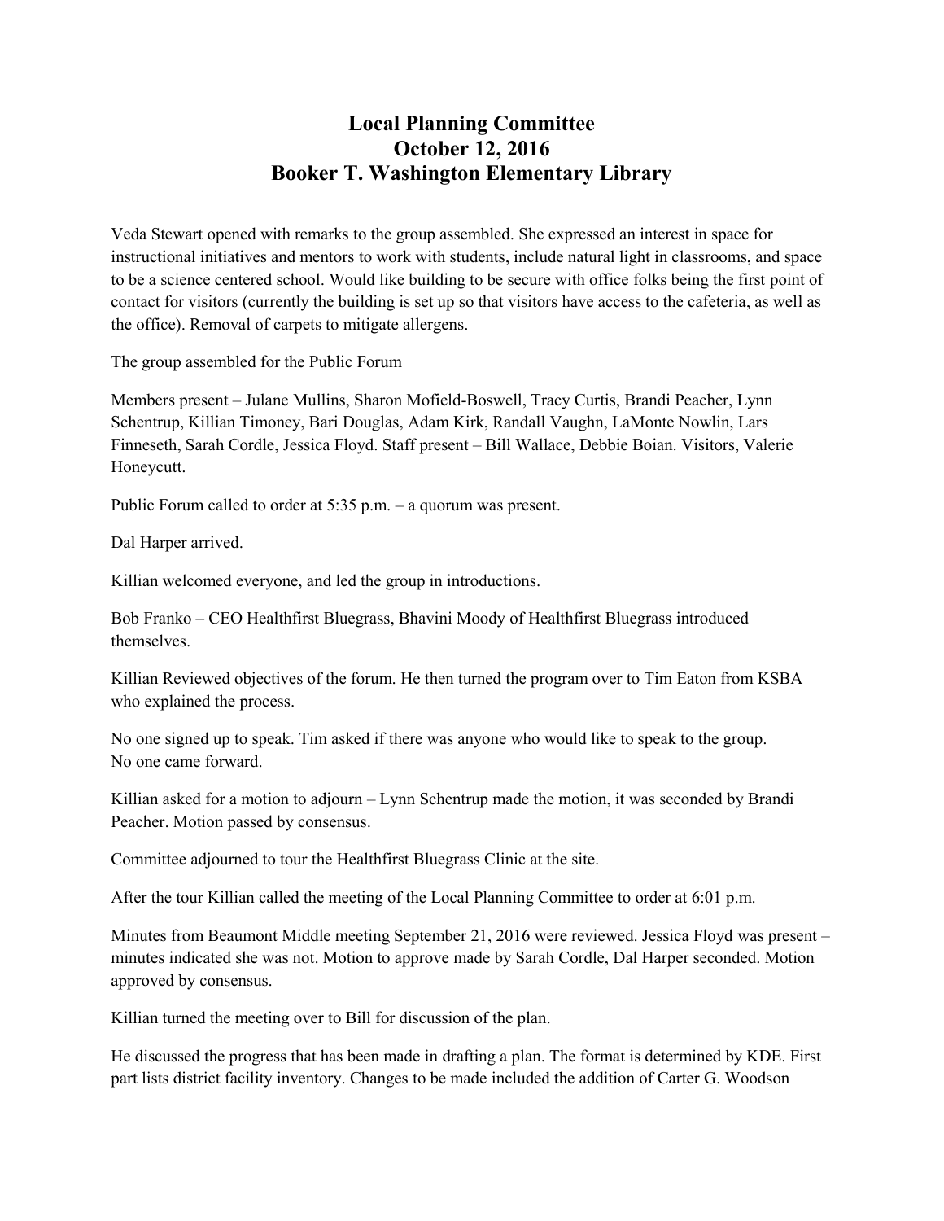# Local Planning Committee
# October 12, 2016
# Booker T. Washington Elementary Library

Veda Stewart opened with remarks to the group assembled. She expressed an interest in space for instructional initiatives and mentors to work with students, include natural light in classrooms, and space to be a science centered school. Would like building to be secure with office folks being the first point of contact for visitors (currently the building is set up so that visitors have access to the cafeteria, as well as the office). Removal of carpets to mitigate allergens.

The group assembled for the Public Forum

Members present – Julane Mullins, Sharon Mofield-Boswell, Tracy Curtis, Brandi Peacher, Lynn Schentrup, Killian Timoney, Bari Douglas, Adam Kirk, Randall Vaughn, LaMonte Nowlin, Lars Finneseth, Sarah Cordle, Jessica Floyd. Staff present – Bill Wallace, Debbie Boian. Visitors, Valerie Honeycutt.

Public Forum called to order at 5:35 p.m. – a quorum was present.

Dal Harper arrived.

Killian welcomed everyone, and led the group in introductions.

Bob Franko – CEO Healthfirst Bluegrass, Bhavini Moody of Healthfirst Bluegrass introduced themselves.

Killian Reviewed objectives of the forum. He then turned the program over to Tim Eaton from KSBA who explained the process.

No one signed up to speak. Tim asked if there was anyone who would like to speak to the group. No one came forward.

Killian asked for a motion to adjourn – Lynn Schentrup made the motion, it was seconded by Brandi Peacher. Motion passed by consensus.

Committee adjourned to tour the Healthfirst Bluegrass Clinic at the site.

After the tour Killian called the meeting of the Local Planning Committee to order at 6:01 p.m.

Minutes from Beaumont Middle meeting September 21, 2016 were reviewed. Jessica Floyd was present – minutes indicated she was not. Motion to approve made by Sarah Cordle, Dal Harper seconded. Motion approved by consensus.

Killian turned the meeting over to Bill for discussion of the plan.

He discussed the progress that has been made in drafting a plan. The format is determined by KDE. First part lists district facility inventory. Changes to be made included the addition of Carter G. Woodson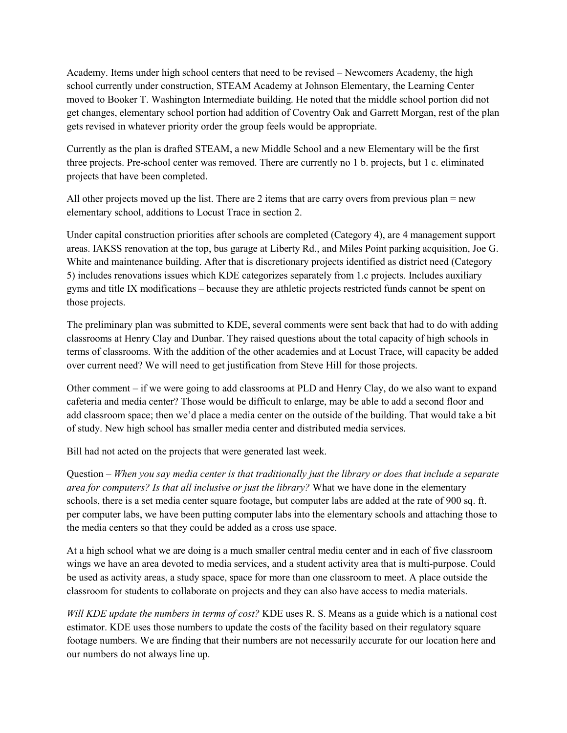Academy. Items under high school centers that need to be revised – Newcomers Academy, the high school currently under construction, STEAM Academy at Johnson Elementary, the Learning Center moved to Booker T. Washington Intermediate building. He noted that the middle school portion did not get changes, elementary school portion had addition of Coventry Oak and Garrett Morgan, rest of the plan gets revised in whatever priority order the group feels would be appropriate.

Currently as the plan is drafted STEAM, a new Middle School and a new Elementary will be the first three projects. Pre-school center was removed. There are currently no 1 b. projects, but 1 c. eliminated projects that have been completed.

All other projects moved up the list. There are 2 items that are carry overs from previous plan = new elementary school, additions to Locust Trace in section 2.

Under capital construction priorities after schools are completed (Category 4), are 4 management support areas. IAKSS renovation at the top, bus garage at Liberty Rd., and Miles Point parking acquisition, Joe G. White and maintenance building. After that is discretionary projects identified as district need (Category 5) includes renovations issues which KDE categorizes separately from 1.c projects. Includes auxiliary gyms and title IX modifications – because they are athletic projects restricted funds cannot be spent on those projects.

The preliminary plan was submitted to KDE, several comments were sent back that had to do with adding classrooms at Henry Clay and Dunbar. They raised questions about the total capacity of high schools in terms of classrooms. With the addition of the other academies and at Locust Trace, will capacity be added over current need? We will need to get justification from Steve Hill for those projects.

Other comment – if we were going to add classrooms at PLD and Henry Clay, do we also want to expand cafeteria and media center? Those would be difficult to enlarge, may be able to add a second floor and add classroom space; then we'd place a media center on the outside of the building. That would take a bit of study. New high school has smaller media center and distributed media services.

Bill had not acted on the projects that were generated last week.

Question – *When you say media center is that traditionally just the library or does that include a separate area for computers? Is that all inclusive or just the library?* What we have done in the elementary schools, there is a set media center square footage, but computer labs are added at the rate of 900 sq. ft. per computer labs, we have been putting computer labs into the elementary schools and attaching those to the media centers so that they could be added as a cross use space.

At a high school what we are doing is a much smaller central media center and in each of five classroom wings we have an area devoted to media services, and a student activity area that is multi-purpose. Could be used as activity areas, a study space, space for more than one classroom to meet. A place outside the classroom for students to collaborate on projects and they can also have access to media materials.

*Will KDE update the numbers in terms of cost?* KDE uses R. S. Means as a guide which is a national cost estimator. KDE uses those numbers to update the costs of the facility based on their regulatory square footage numbers. We are finding that their numbers are not necessarily accurate for our location here and our numbers do not always line up.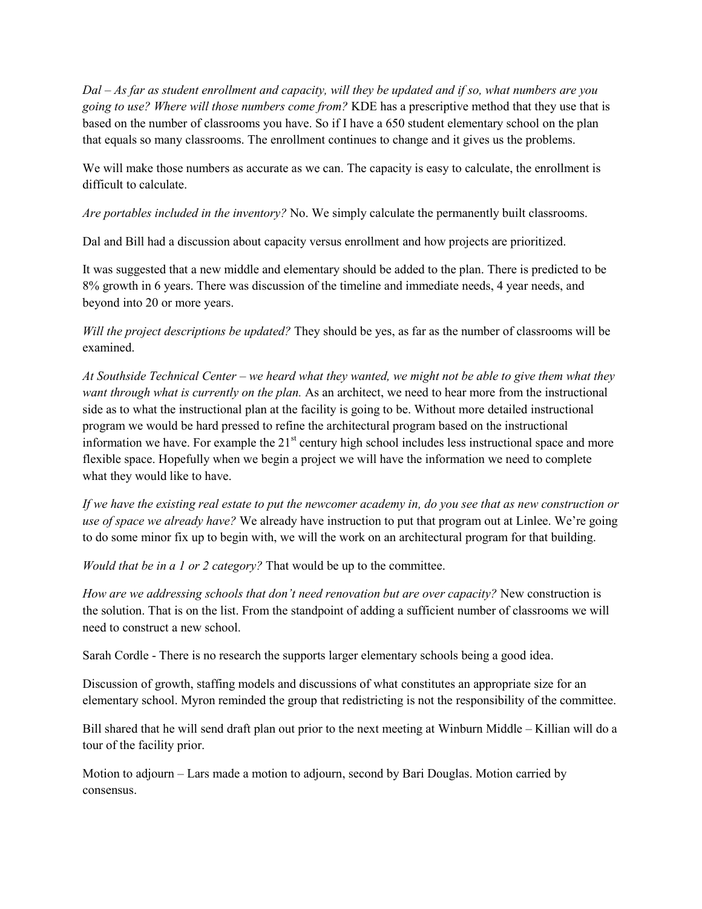*Dal – As far as student enrollment and capacity, will they be updated and if so, what numbers are you going to use? Where will those numbers come from?* KDE has a prescriptive method that they use that is based on the number of classrooms you have. So if I have a 650 student elementary school on the plan that equals so many classrooms. The enrollment continues to change and it gives us the problems.

We will make those numbers as accurate as we can. The capacity is easy to calculate, the enrollment is difficult to calculate.

*Are portables included in the inventory?* No. We simply calculate the permanently built classrooms.

Dal and Bill had a discussion about capacity versus enrollment and how projects are prioritized.

It was suggested that a new middle and elementary should be added to the plan. There is predicted to be 8% growth in 6 years. There was discussion of the timeline and immediate needs, 4 year needs, and beyond into 20 or more years.

*Will the project descriptions be updated?* They should be yes, as far as the number of classrooms will be examined.

*At Southside Technical Center – we heard what they wanted, we might not be able to give them what they want through what is currently on the plan.* As an architect, we need to hear more from the instructional side as to what the instructional plan at the facility is going to be. Without more detailed instructional program we would be hard pressed to refine the architectural program based on the instructional information we have. For example the 21st century high school includes less instructional space and more flexible space. Hopefully when we begin a project we will have the information we need to complete what they would like to have.

*If we have the existing real estate to put the newcomer academy in, do you see that as new construction or use of space we already have?* We already have instruction to put that program out at Linlee. We're going to do some minor fix up to begin with, we will the work on an architectural program for that building.

*Would that be in a 1 or 2 category?* That would be up to the committee.

*How are we addressing schools that don't need renovation but are over capacity?* New construction is the solution. That is on the list. From the standpoint of adding a sufficient number of classrooms we will need to construct a new school.

Sarah Cordle - There is no research the supports larger elementary schools being a good idea.

Discussion of growth, staffing models and discussions of what constitutes an appropriate size for an elementary school. Myron reminded the group that redistricting is not the responsibility of the committee.

Bill shared that he will send draft plan out prior to the next meeting at Winburn Middle – Killian will do a tour of the facility prior.

Motion to adjourn – Lars made a motion to adjourn, second by Bari Douglas. Motion carried by consensus.